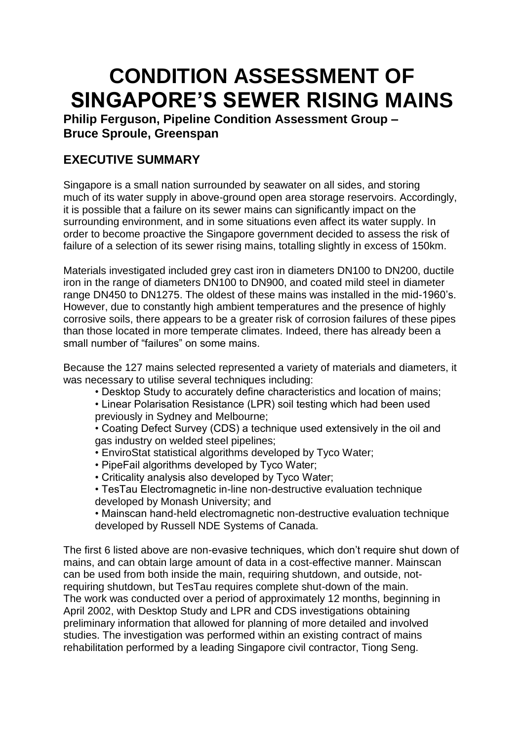# CONDITION ASSESSMENT OF SINGAPORE'S SEWER RISING MAINS

**Philip Ferguson, Pipeline Condition Assessment Group – Bruce Sproule, Greenspan**

## EXECUTIVE SUMMARY

Singapore is a small nation surrounded by seawater on all sides, and storing much of its water supply in above-ground open area storage reservoirs. Accordingly, it is possible that a failure on its sewer mains can significantly impact on the surrounding environment, and in some situations even affect its water supply. In order to become proactive the Singapore government decided to assess the risk of failure of a selection of its sewer rising mains, totalling slightly in excess of 150km.

Materials investigated included grey cast iron in diameters DN100 to DN200, ductile iron in the range of diameters DN100 to DN900, and coated mild steel in diameter range DN450 to DN1275. The oldest of these mains was installed in the mid-1960's. However, due to constantly high ambient temperatures and the presence of highly corrosive soils, there appears to be a greater risk of corrosion failures of these pipes than those located in more temperate climates. Indeed, there has already been a small number of "failures" on some mains.

Because the 127 mains selected represented a variety of materials and diameters, it was necessary to utilise several techniques including:

- Desktop Study to accurately define characteristics and location of mains;
- Linear Polarisation Resistance (LPR) soil testing which had been used previously in Sydney and Melbourne;
- Coating Defect Survey (CDS) a technique used extensively in the oil and gas industry on welded steel pipelines;
- EnviroStat statistical algorithms developed by Tyco Water;
- PipeFail algorithms developed by Tyco Water;
- Criticality analysis also developed by Tyco Water;
- TesTau Electromagnetic in-line non-destructive evaluation technique developed by Monash University; and
- Mainscan hand-held electromagnetic non-destructive evaluation technique developed by Russell NDE Systems of Canada.

The first 6 listed above are non-evasive techniques, which don't require shut down of mains, and can obtain large amount of data in a cost-effective manner. Mainscan can be used from both inside the main, requiring shutdown, and outside, not-requiring shutdown, but TesTau requires complete shut-down of the main. The work was conducted over a period of approximately 12 months, beginning in April 2002, with Desktop Study and LPR and CDS investigations obtaining preliminary information that allowed for planning of more detailed and involved studies. The investigation was performed within an existing contract of mains rehabilitation performed by a leading Singapore civil contractor, Tiong Seng.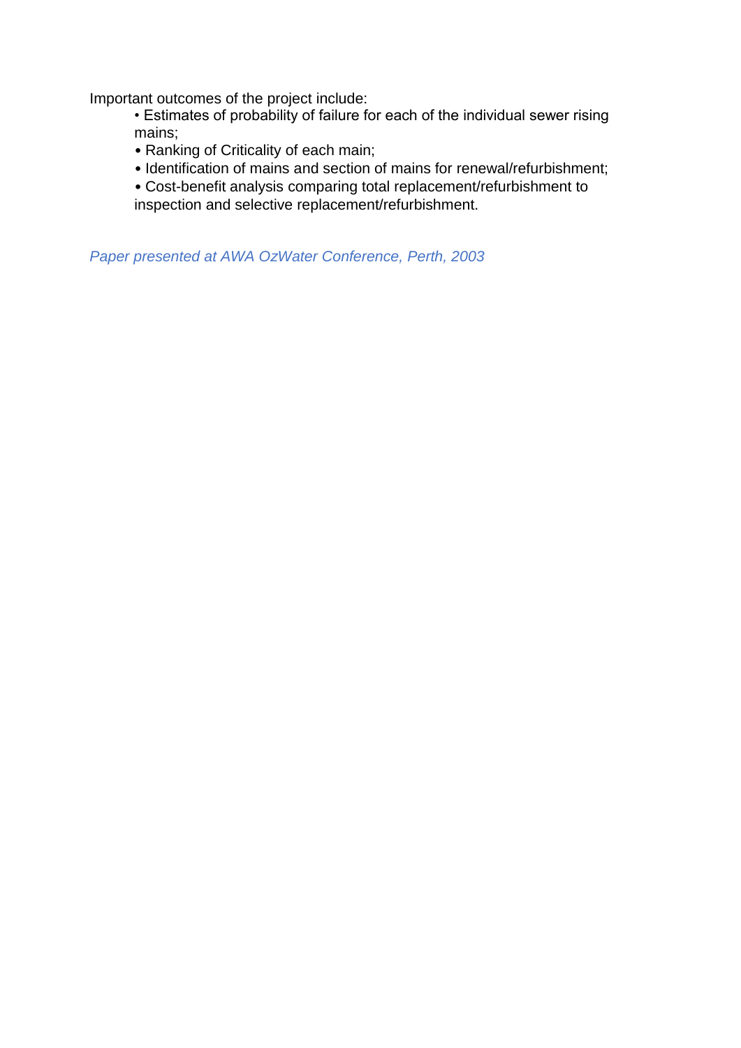Important outcomes of the project include:

- Estimates of probability of failure for each of the individual sewer rising mains;
- Ranking of Criticality of each main;
- Identification of mains and section of mains for renewal/refurbishment;
- Cost-benefit analysis comparing total replacement/refurbishment to inspection and selective replacement/refurbishment.

*Paper presented at AWA OzWater Conference, Perth, 2003*